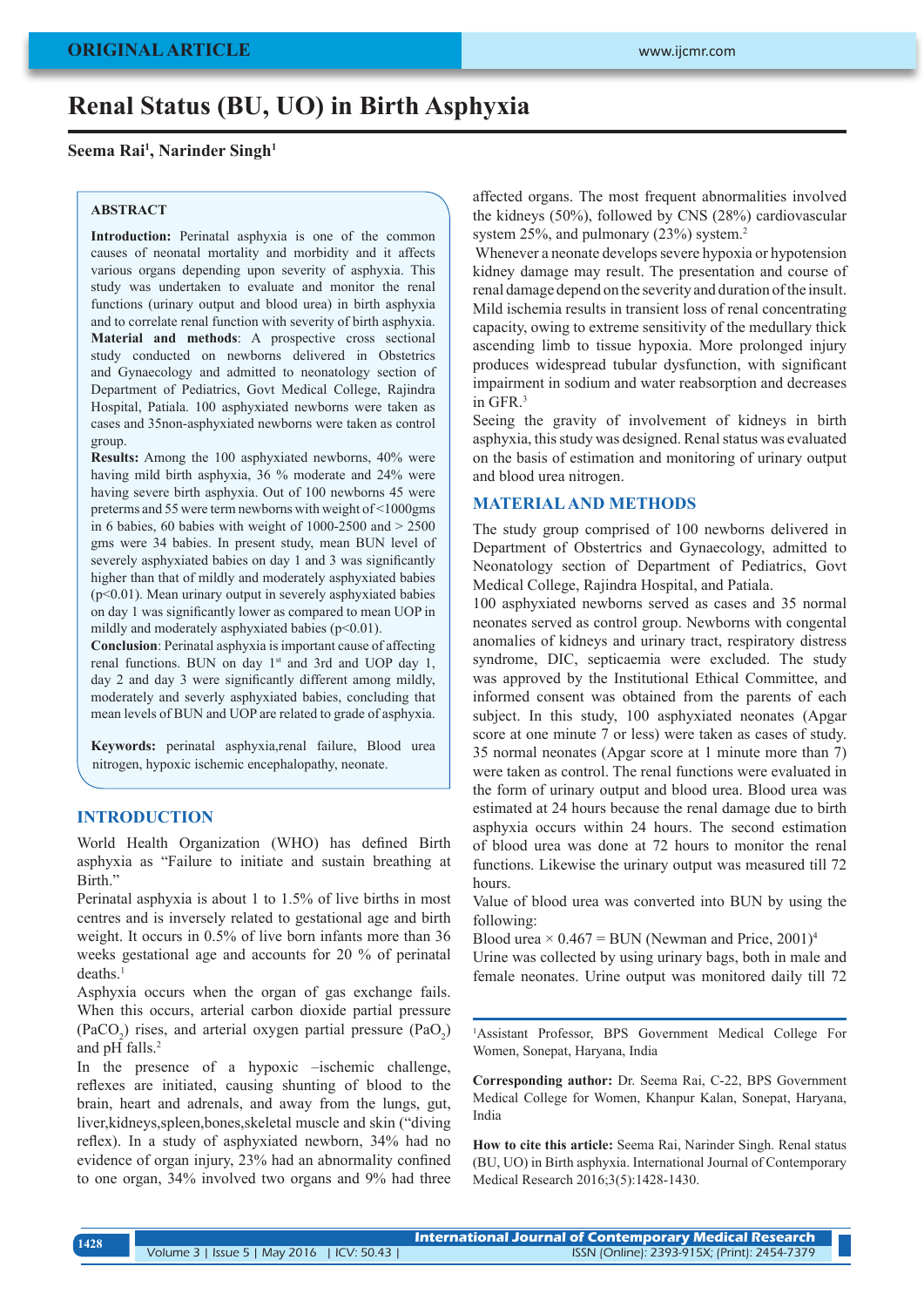ORIGINAL ARTICLE

# Renal Status (BU, UO) in Birth Asphyxia

**Seema Rai[1], Narinder Singh[1]**

## ABSTRACT

**Introduction:** Perinatal asphyxia is one of the common causes of neonatal mortality and morbidity and it affects various organs depending upon severity of asphyxia. This study was undertaken to evaluate and monitor the renal functions (urinary output and blood urea) in birth asphyxia and to correlate renal function with severity of birth asphyxia.
**Material and methods:** A prospective cross sectional study conducted on newborns delivered in Obstetrics and Gynaecology and admitted to neonatology section of Department of Pediatrics, Govt Medical College, Rajindra Hospital, Patiala. 100 asphyxiated newborns were taken as cases and 35non-asphyxiated newborns were taken as control group.
**Results:** Among the 100 asphyxiated newborns, 40% were having mild birth asphyxia, 36 % moderate and 24% were having severe birth asphyxia. Out of 100 newborns 45 were preterms and 55 were term newborns with weight of <1000gms in 6 babies, 60 babies with weight of 1000-2500 and > 2500 gms were 34 babies. In present study, mean BUN level of severely asphyxiated babies on day 1 and 3 was significantly higher than that of mildly and moderately asphyxiated babies ($p<0.01$). Mean urinary output in severely asphyxiated babies on day 1 was significantly lower as compared to mean UOP in mildly and moderately asphyxiated babies ($p<0.01$).
**Conclusion**: Perinatal asphyxia is important cause of affecting renal functions. BUN on day 1st and 3rd and UOP day 1, day 2 and day 3 were significantly different among mildly, moderately and severly asphyxiated babies, concluding that mean levels of BUN and UOP are related to grade of asphyxia.

**Keywords:** perinatal asphyxia,renal failure, Blood urea nitrogen, hypoxic ischemic encephalopathy, neonate.

## INTRODUCTION

World Health Organization (WHO) has defined Birth asphyxia as "Failure to initiate and sustain breathing at Birth."

Perinatal asphyxia is about 1 to 1.5% of live births in most centres and is inversely related to gestational age and birth weight. It occurs in 0.5% of live born infants more than 36 weeks gestational age and accounts for 20 % of perinatal deaths.[1]

Asphyxia occurs when the organ of gas exchange fails. When this occurs, arterial carbon dioxide partial pressure ($PaCO_2$) rises, and arterial oxygen partial pressure ($PaO_2$) and pH falls.[2]

In the presence of a hypoxic –ischemic challenge, reflexes are initiated, causing shunting of blood to the brain, heart and adrenals, and away from the lungs, gut, liver,kidneys,spleen,bones,skeletal muscle and skin ("diving reflex). In a study of asphyxiated newborn, 34% had no evidence of organ injury, 23% had an abnormality confined to one organ, 34% involved two organs and 9% had three affected organs. The most frequent abnormalities involved the kidneys (50%), followed by CNS (28%) cardiovascular system 25%, and pulmonary (23%) system.[2]

Whenever a neonate develops severe hypoxia or hypotension kidney damage may result. The presentation and course of renal damage depend on the severity and duration of the insult. Mild ischemia results in transient loss of renal concentrating capacity, owing to extreme sensitivity of the medullary thick ascending limb to tissue hypoxia. More prolonged injury produces widespread tubular dysfunction, with significant impairment in sodium and water reabsorption and decreases in GFR.[3]

Seeing the gravity of involvement of kidneys in birth asphyxia, this study was designed. Renal status was evaluated on the basis of estimation and monitoring of urinary output and blood urea nitrogen.

## MATERIAL AND METHODS

The study group comprised of 100 newborns delivered in Department of Obstertrics and Gynaecology, admitted to Neonatology section of Department of Pediatrics, Govt Medical College, Rajindra Hospital, and Patiala.

100 asphyxiated newborns served as cases and 35 normal neonates served as control group. Newborns with congental anomalies of kidneys and urinary tract, respiratory distress syndrome, DIC, septicaemia were excluded. The study was approved by the Institutional Ethical Committee, and informed consent was obtained from the parents of each subject. In this study, 100 asphyxiated neonates (Apgar score at one minute 7 or less) were taken as cases of study. 35 normal neonates (Apgar score at 1 minute more than 7) were taken as control. The renal functions were evaluated in the form of urinary output and blood urea. Blood urea was estimated at 24 hours because the renal damage due to birth asphyxia occurs within 24 hours. The second estimation of blood urea was done at 72 hours to monitor the renal functions. Likewise the urinary output was measured till 72 hours.

Value of blood urea was converted into BUN by using the following:

Blood urea × 0.467 = BUN (Newman and Price, 2001)[4]

Urine was collected by using urinary bags, both in male and female neonates. Urine output was monitored daily till 72

---

[1]Assistant Professor, BPS Government Medical College For Women, Sonepat, Haryana, India

**Corresponding author:** Dr. Seema Rai, C-22, BPS Government Medical College for Women, Khanpur Kalan, Sonepat, Haryana, India

**How to cite this article:** Seema Rai, Narinder Singh. Renal status (BU, UO) in Birth asphyxia. International Journal of Contemporary Medical Research 2016;3(5):1428-1430.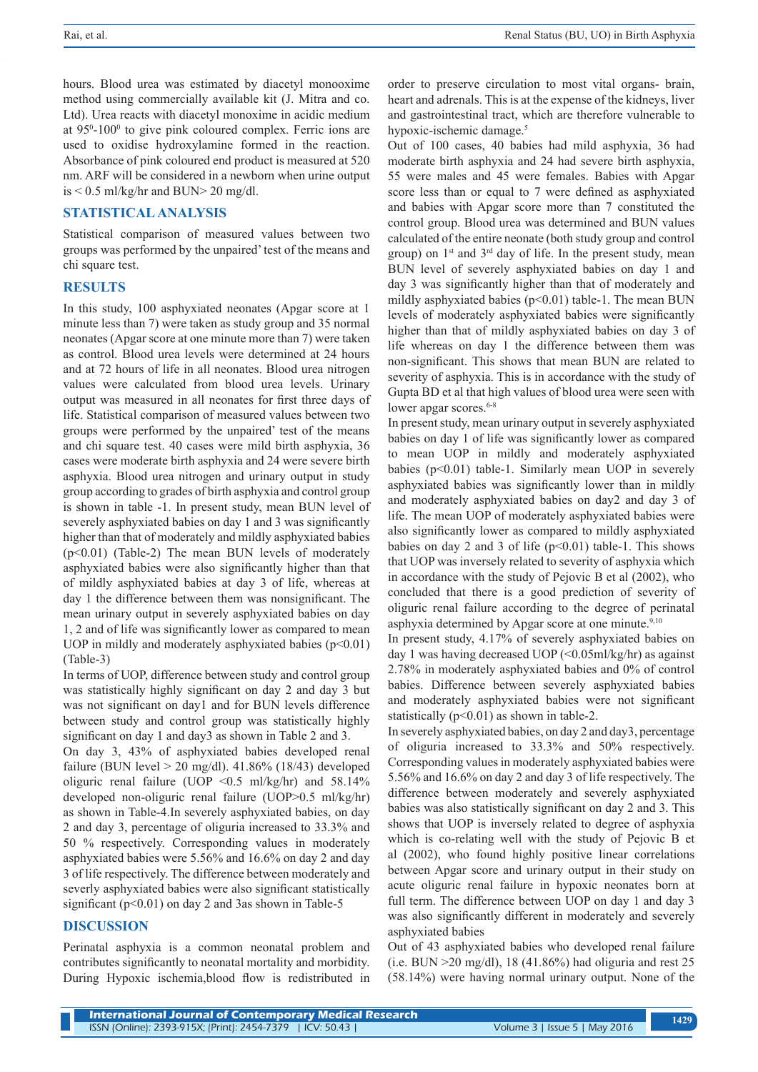hours. Blood urea was estimated by diacetyl monooxime method using commercially available kit (J. Mitra and co. Ltd). Urea reacts with diacetyl monoxime in acidic medium at $95^0$-$100^0$ to give pink coloured complex. Ferric ions are used to oxidise hydroxylamine formed in the reaction. Absorbance of pink coloured end product is measured at 520 nm. ARF will be considered in a newborn when urine output is < 0.5 ml/kg/hr and BUN> 20 mg/dl.

## STATISTICAL ANALYSIS

Statistical comparison of measured values between two groups was performed by the unpaired' test of the means and chi square test.

## RESULTS

In this study, 100 asphyxiated neonates (Apgar score at 1 minute less than 7) were taken as study group and 35 normal neonates (Apgar score at one minute more than 7) were taken as control. Blood urea levels were determined at 24 hours and at 72 hours of life in all neonates. Blood urea nitrogen values were calculated from blood urea levels. Urinary output was measured in all neonates for first three days of life. Statistical comparison of measured values between two groups were performed by the unpaired' test of the means and chi square test. 40 cases were mild birth asphyxia, 36 cases were moderate birth asphyxia and 24 were severe birth asphyxia. Blood urea nitrogen and urinary output in study group according to grades of birth asphyxia and control group is shown in table -1. In present study, mean BUN level of severely asphyxiated babies on day 1 and 3 was significantly higher than that of moderately and mildly asphyxiated babies ($p<0.01$) (Table-2) The mean BUN levels of moderately asphyxiated babies were also significantly higher than that of mildly asphyxiated babies at day 3 of life, whereas at day 1 the difference between them was nonsignificant. The mean urinary output in severely asphyxiated babies on day 1, 2 and of life was significantly lower as compared to mean UOP in mildly and moderately asphyxiated babies ($p<0.01$) (Table-3)

In terms of UOP, difference between study and control group was statistically highly significant on day 2 and day 3 but was not significant on day1 and for BUN levels difference between study and control group was statistically highly significant on day 1 and day3 as shown in Table 2 and 3.

On day 3, 43% of asphyxiated babies developed renal failure (BUN level > 20 mg/dl). 41.86% (18/43) developed oliguric renal failure (UOP <0.5 ml/kg/hr) and 58.14% developed non-oliguric renal failure (UOP>0.5 ml/kg/hr) as shown in Table-4.In severely asphyxiated babies, on day 2 and day 3, percentage of oliguria increased to 33.3% and 50 % respectively. Corresponding values in moderately asphyxiated babies were 5.56% and 16.6% on day 2 and day 3 of life respectively. The difference between moderately and severly asphyxiated babies were also significant statistically significant ($p<0.01$) on day 2 and 3as shown in Table-5

## DISCUSSION

Perinatal asphyxia is a common neonatal problem and contributes significantly to neonatal mortality and morbidity. During Hypoxic ischemia,blood flow is redistributed in order to preserve circulation to most vital organs- brain, heart and adrenals. This is at the expense of the kidneys, liver and gastrointestinal tract, which are therefore vulnerable to hypoxic-ischemic damage.[5]

Out of 100 cases, 40 babies had mild asphyxia, 36 had moderate birth asphyxia and 24 had severe birth asphyxia, 55 were males and 45 were females. Babies with Apgar score less than or equal to 7 were defined as asphyxiated and babies with Apgar score more than 7 constituted the control group. Blood urea was determined and BUN values calculated of the entire neonate (both study group and control group) on 1st and 3rd day of life. In the present study, mean BUN level of severely asphyxiated babies on day 1 and day 3 was significantly higher than that of moderately and mildly asphyxiated babies ($p<0.01$) table-1. The mean BUN levels of moderately asphyxiated babies were significantly higher than that of mildly asphyxiated babies on day 3 of life whereas on day 1 the difference between them was non-significant. This shows that mean BUN are related to severity of asphyxia. This is in accordance with the study of Gupta BD et al that high values of blood urea were seen with lower apgar scores.[6-8]

In present study, mean urinary output in severely asphyxiated babies on day 1 of life was significantly lower as compared to mean UOP in mildly and moderately asphyxiated babies ($p<0.01$) table-1. Similarly mean UOP in severely asphyxiated babies was significantly lower than in mildly and moderately asphyxiated babies on day2 and day 3 of life. The mean UOP of moderately asphyxiated babies were also significantly lower as compared to mildly asphyxiated babies on day 2 and 3 of life ($p<0.01$) table-1. This shows that UOP was inversely related to severity of asphyxia which in accordance with the study of Pejovic B et al (2002), who concluded that there is a good prediction of severity of oliguric renal failure according to the degree of perinatal asphyxia determined by Apgar score at one minute.[9,10]

In present study, 4.17% of severely asphyxiated babies on day 1 was having decreased UOP (<0.05ml/kg/hr) as against 2.78% in moderately asphyxiated babies and 0% of control babies. Difference between severely asphyxiated babies and moderately asphyxiated babies were not significant statistically ($p<0.01$) as shown in table-2.

In severely asphyxiated babies, on day 2 and day3, percentage of oliguria increased to 33.3% and 50% respectively. Corresponding values in moderately asphyxiated babies were 5.56% and 16.6% on day 2 and day 3 of life respectively. The difference between moderately and severely asphyxiated babies was also statistically significant on day 2 and 3. This shows that UOP is inversely related to degree of asphyxia which is co-relating well with the study of Pejovic B et al (2002), who found highly positive linear correlations between Apgar score and urinary output in their study on acute oliguric renal failure in hypoxic neonates born at full term. The difference between UOP on day 1 and day 3 was also significantly different in moderately and severely asphyxiated babies

Out of 43 asphyxiated babies who developed renal failure (i.e. BUN >20 mg/dl), 18 (41.86%) had oliguria and rest 25 (58.14%) were having normal urinary output. None of the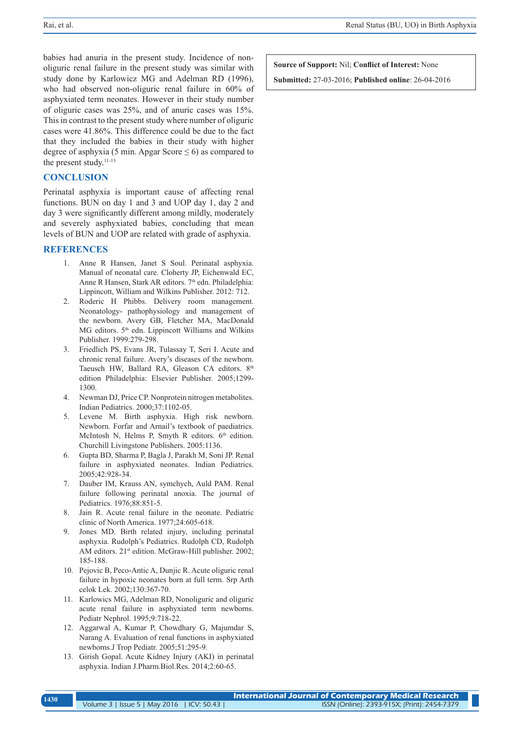babies had anuria in the present study. Incidence of non-oliguric renal failure in the present study was similar with study done by Karlowicz MG and Adelman RD (1996), who had observed non-oliguric renal failure in 60% of asphyxiated term neonates. However in their study number of oliguric cases was 25%, and of anuric cases was 15%. This in contrast to the present study where number of oliguric cases were 41.86%. This difference could be due to the fact that they included the babies in their study with higher degree of asphyxia (5 min. Apgar Score ≤ 6) as compared to the present study.[11-13]

## CONCLUSION

Perinatal asphyxia is important cause of affecting renal functions. BUN on day 1 and 3 and UOP day 1, day 2 and day 3 were significantly different among mildly, moderately and severely asphyxiated babies, concluding that mean levels of BUN and UOP are related with grade of asphyxia.

## REFERENCES

1. Anne R Hansen, Janet S Soul. Perinatal asphyxia. Manual of neonatal care. Cloherty JP, Eichenwald EC, Anne R Hansen, Stark AR editors. 7th edn. Philadelphia: Lippincott, William and Wilkins Publisher. 2012: 712.
2. Roderic H Phibbs. Delivery room management. Neonatology- pathophysiology and management of the newborn. Avery GB, Fletcher MA, MacDonald MG editors. 5th edn. Lippincott Williams and Wilkins Publisher. 1999:279-298.
3. Friedlich PS, Evans JR, Tulassay T, Seri I. Acute and chronic renal failure. Avery's diseases of the newborn. Taeusch HW, Ballard RA, Gleason CA editors. 8th edition Philadelphia: Elsevier Publisher. 2005;1299-1300.
4. Newman DJ, Price CP. Nonprotein nitrogen metabolites. Indian Pediatrics. 2000;37:1102-05.
5. Levene M. Birth asphyxia. High risk newborn. Newborn. Forfar and Arnail's textbook of paediatrics. McIntosh N, Helms P, Smyth R editors. 6th edition. Churchill Livingstone Publishers. 2005:1136.
6. Gupta BD, Sharma P, Bagla J, Parakh M, Soni JP. Renal failure in asphyxiated neonates. Indian Pediatrics. 2005;42:928-34.
7. Dauber IM, Krauss AN, symchych, Auld PAM. Renal failure following perinatal anoxia. The journal of Pediatrics. 1976;88:851-5.
8. Jain R. Acute renal failure in the neonate. Pediatric clinic of North America. 1977;24:605-618.
9. Jones MD. Birth related injury, including perinatal asphyxia. Rudolph's Pediatrics. Rudolph CD, Rudolph AM editors. 21st edition. McGraw-Hill publisher. 2002; 185-188.
10. Pejovic B, Peco-Antic A, Dunjic R. Acute oliguric renal failure in hypoxic neonates born at full term. Srp Arth celok Lek. 2002;130:367-70.
11. Karlowics MG, Adelman RD, Nonoliguric and oliguric acute renal failure in asphyxiated term newborns. Pediatr Nephrol. 1995;9:718-22.
12. Aggarwal A, Kumar P, Chowdhary G, Majumdar S, Narang A. Evaluation of renal functions in asphyxiated newborns.J Trop Pediatr. 2005;51:295-9.
13. Girish Gopal. Acute Kidney Injury (AKI) in perinatal asphyxia. Indian J.Pharm.Biol.Res. 2014;2:60-65.

**Source of Support:** Nil; **Conflict of Interest:** None

**Submitted:** 27-03-2016; **Published online**: 26-04-2016